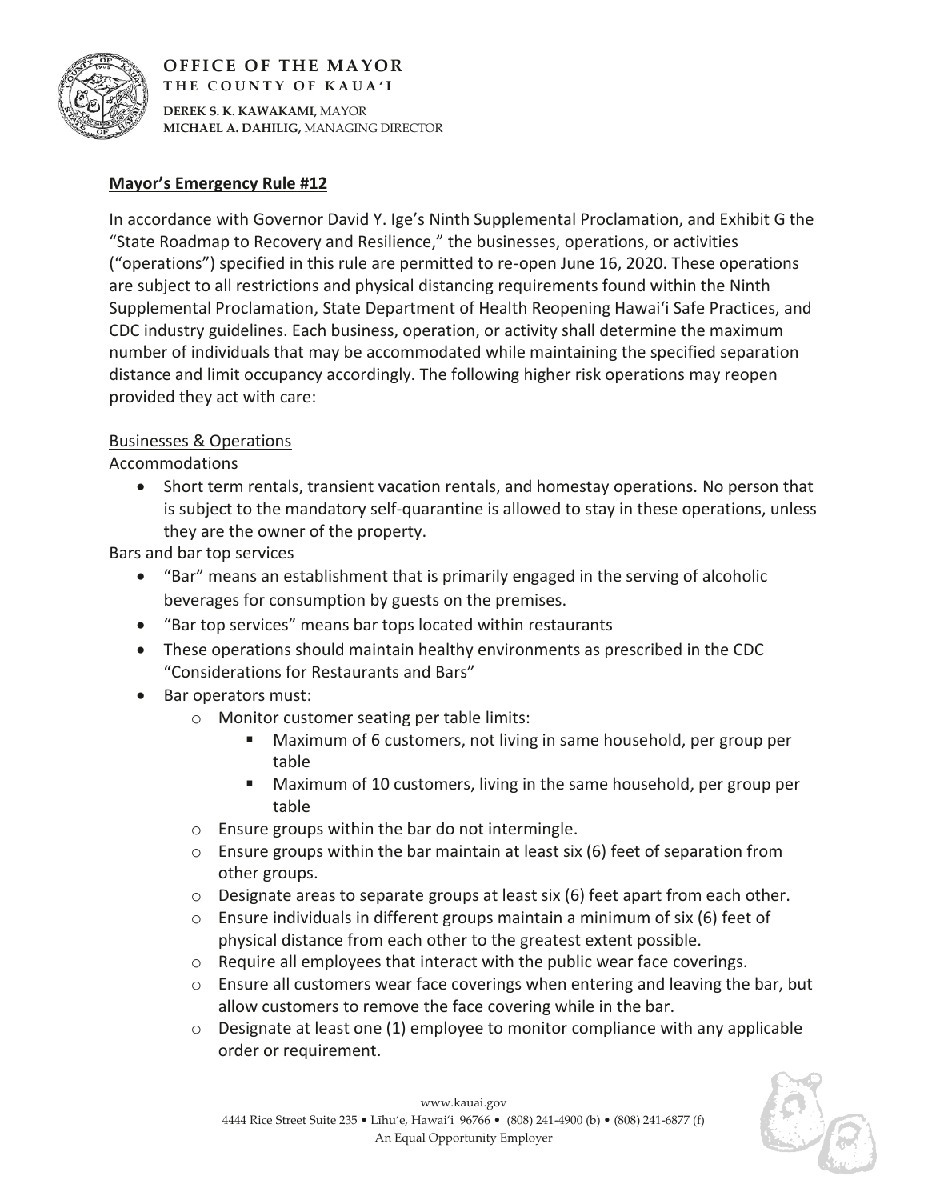**OFFICE OF THE MAYOR**
**THE COUNTY OF KAUAʻI**

**DEREK S. K. KAWAKAMI,** MAYOR
**MICHAEL A. DAHILIG,** MANAGING DIRECTOR

## Mayor's Emergency Rule #12

In accordance with Governor David Y. Ige's Ninth Supplemental Proclamation, and Exhibit G the "State Roadmap to Recovery and Resilience," the businesses, operations, or activities ("operations") specified in this rule are permitted to re-open June 16, 2020. These operations are subject to all restrictions and physical distancing requirements found within the Ninth Supplemental Proclamation, State Department of Health Reopening Hawaiʻi Safe Practices, and CDC industry guidelines. Each business, operation, or activity shall determine the maximum number of individuals that may be accommodated while maintaining the specified separation distance and limit occupancy accordingly. The following higher risk operations may reopen provided they act with care:

### Businesses & Operations

Accommodations

- Short term rentals, transient vacation rentals, and homestay operations. No person that is subject to the mandatory self-quarantine is allowed to stay in these operations, unless they are the owner of the property.

Bars and bar top services

- "Bar" means an establishment that is primarily engaged in the serving of alcoholic beverages for consumption by guests on the premises.
- "Bar top services" means bar tops located within restaurants
- These operations should maintain healthy environments as prescribed in the CDC "Considerations for Restaurants and Bars"
- Bar operators must:
  - Monitor customer seating per table limits:
    - Maximum of 6 customers, not living in same household, per group per table
    - Maximum of 10 customers, living in the same household, per group per table
  - Ensure groups within the bar do not intermingle.
  - Ensure groups within the bar maintain at least six (6) feet of separation from other groups.
  - Designate areas to separate groups at least six (6) feet apart from each other.
  - Ensure individuals in different groups maintain a minimum of six (6) feet of physical distance from each other to the greatest extent possible.
  - Require all employees that interact with the public wear face coverings.
  - Ensure all customers wear face coverings when entering and leaving the bar, but allow customers to remove the face covering while in the bar.
  - Designate at least one (1) employee to monitor compliance with any applicable order or requirement.

www.kauai.gov
4444 Rice Street Suite 235 • Līhuʻe, Hawaiʻi 96766 • (808) 241-4900 (b) • (808) 241-6877 (f)
An Equal Opportunity Employer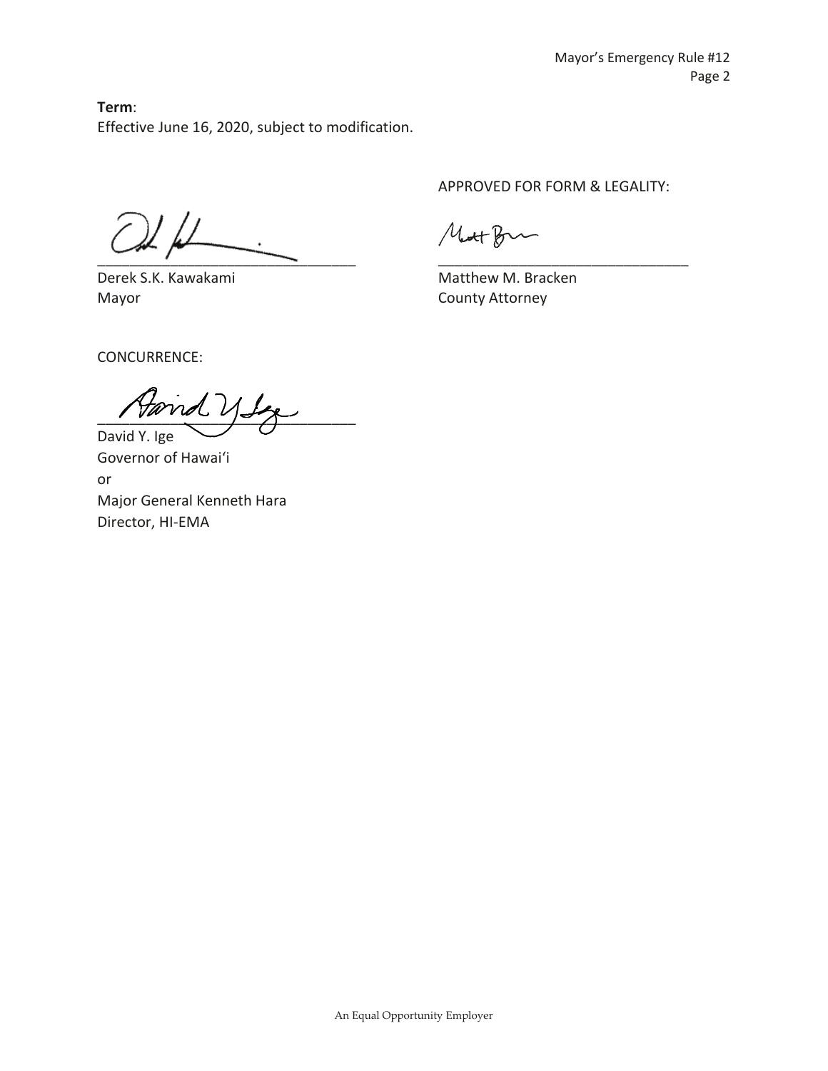**Term**:
Effective June 16, 2020, subject to modification.

APPROVED FOR FORM & LEGALITY:

\_\_\_\_\_\_\_\_\_\_\_\_\_\_\_\_\_\_\_\_\_\_\_\_\_\_\_\_\_\_\_\_
Derek S.K. Kawakami
Mayor

\_\_\_\_\_\_\_\_\_\_\_\_\_\_\_\_\_\_\_\_\_\_\_\_\_\_\_\_\_\_\_\_
Matthew M. Bracken
County Attorney

CONCURRENCE:

\_\_\_\_\_\_\_\_\_\_\_\_\_\_\_\_\_\_\_\_\_\_\_\_\_\_\_\_\_\_\_\_
David Y. Ige
Governor of Hawaiʻi
or
Major General Kenneth Hara
Director, HI-EMA

An Equal Opportunity Employer